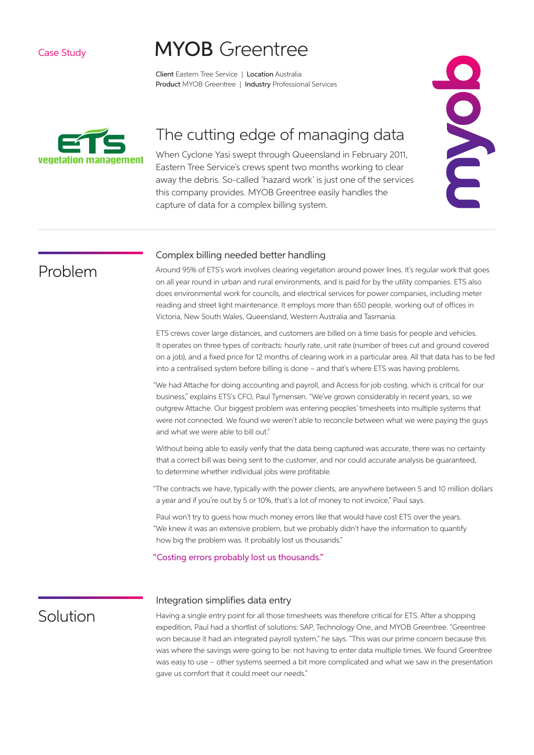Case Study

# MYOB Greentree

**Client** Eastern Tree Service | **Location** Australia
**Product** MYOB Greentree | **Industry** Professional Services

ETS vegetation management

## The cutting edge of managing data

When Cyclone Yasi swept through Queensland in February 2011, Eastern Tree Service's crews spent two months working to clear away the debris. So-called 'hazard work' is just one of the services this company provides. MYOB Greentree easily handles the capture of data for a complex billing system.

myob

## Problem

### Complex billing needed better handling

Around 95% of ETS's work involves clearing vegetation around power lines. It's regular work that goes on all year round in urban and rural environments, and is paid for by the utility companies. ETS also does environmental work for councils, and electrical services for power companies, including meter reading and street light maintenance. It employs more than 650 people, working out of offices in Victoria, New South Wales, Queensland, Western Australia and Tasmania.

ETS crews cover large distances, and customers are billed on a time basis for people and vehicles. It operates on three types of contracts: hourly rate, unit rate (number of trees cut and ground covered on a job), and a fixed price for 12 months of clearing work in a particular area. All that data has to be fed into a centralised system before billing is done – and that's where ETS was having problems.

"We had Attache for doing accounting and payroll, and Access for job costing, which is critical for our business," explains ETS's CFO, Paul Tymensen. "We've grown considerably in recent years, so we outgrew Attache. Our biggest problem was entering peoples' timesheets into multiple systems that were not connected. We found we weren't able to reconcile between what we were paying the guys and what we were able to bill out."

Without being able to easily verify that the data being captured was accurate, there was no certainty that a correct bill was being sent to the customer, and nor could accurate analysis be guaranteed, to determine whether individual jobs were profitable.

"The contracts we have, typically with the power clients, are anywhere between 5 and 10 million dollars a year and if you're out by 5 or 10%, that's a lot of money to not invoice," Paul says.

Paul won't try to guess how much money errors like that would have cost ETS over the years. "We knew it was an extensive problem, but we probably didn't have the information to quantify how big the problem was. It probably lost us thousands."

"Costing errors probably lost us thousands."

## Solution

### Integration simplifies data entry

Having a single entry point for all those timesheets was therefore critical for ETS. After a shopping expedition, Paul had a shortlist of solutions: SAP, Technology One, and MYOB Greentree. "Greentree won because it had an integrated payroll system," he says. "This was our prime concern because this was where the savings were going to be: not having to enter data multiple times. We found Greentree was easy to use – other systems seemed a bit more complicated and what we saw in the presentation gave us comfort that it could meet our needs."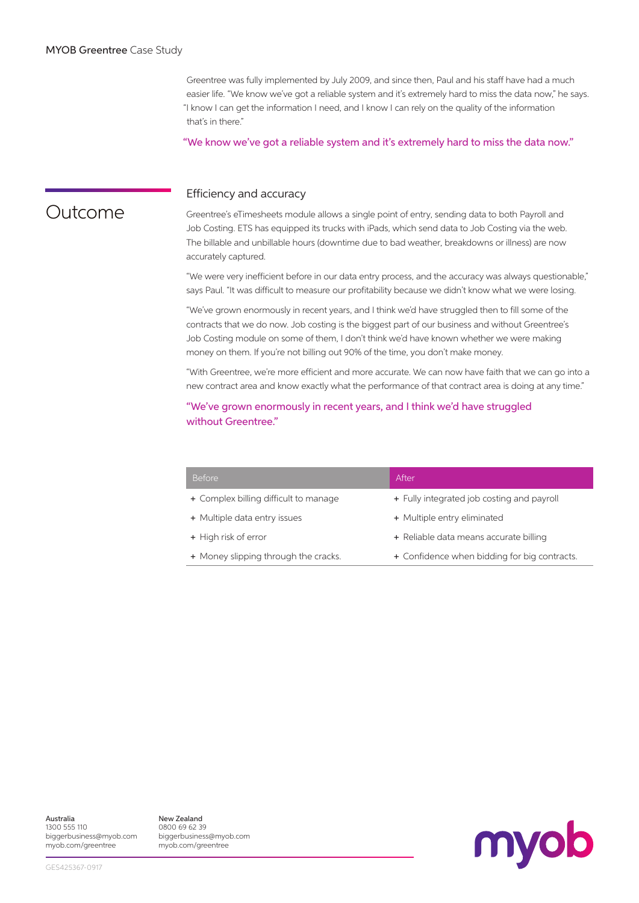Greentree was fully implemented by July 2009, and since then, Paul and his staff have had a much easier life. "We know we've got a reliable system and it's extremely hard to miss the data now," he says. "I know I can get the information I need, and I know I can rely on the quality of the information that's in there."

"We know we've got a reliable system and it's extremely hard to miss the data now."

## Outcome

### Efficiency and accuracy

Greentree's eTimesheets module allows a single point of entry, sending data to both Payroll and Job Costing. ETS has equipped its trucks with iPads, which send data to Job Costing via the web. The billable and unbillable hours (downtime due to bad weather, breakdowns or illness) are now accurately captured.

"We were very inefficient before in our data entry process, and the accuracy was always questionable," says Paul. "It was difficult to measure our profitability because we didn't know what we were losing.

"We've grown enormously in recent years, and I think we'd have struggled then to fill some of the contracts that we do now. Job costing is the biggest part of our business and without Greentree's Job Costing module on some of them, I don't think we'd have known whether we were making money on them. If you're not billing out 90% of the time, you don't make money.

"With Greentree, we're more efficient and more accurate. We can now have faith that we can go into a new contract area and know exactly what the performance of that contract area is doing at any time."

"We've grown enormously in recent years, and I think we'd have struggled without Greentree."

| Before | After |
|---|---|
| + Complex billing difficult to manage | + Fully integrated job costing and payroll |
| + Multiple data entry issues | + Multiple entry eliminated |
| + High risk of error | + Reliable data means accurate billing |
| + Money slipping through the cracks. | + Confidence when bidding for big contracts. |

**Australia**
1300 555 110
biggerbusiness@myob.com
myob.com/greentree

**New Zealand**
0800 69 62 39
biggerbusiness@myob.com
myob.com/greentree

myob

GES425367-0917